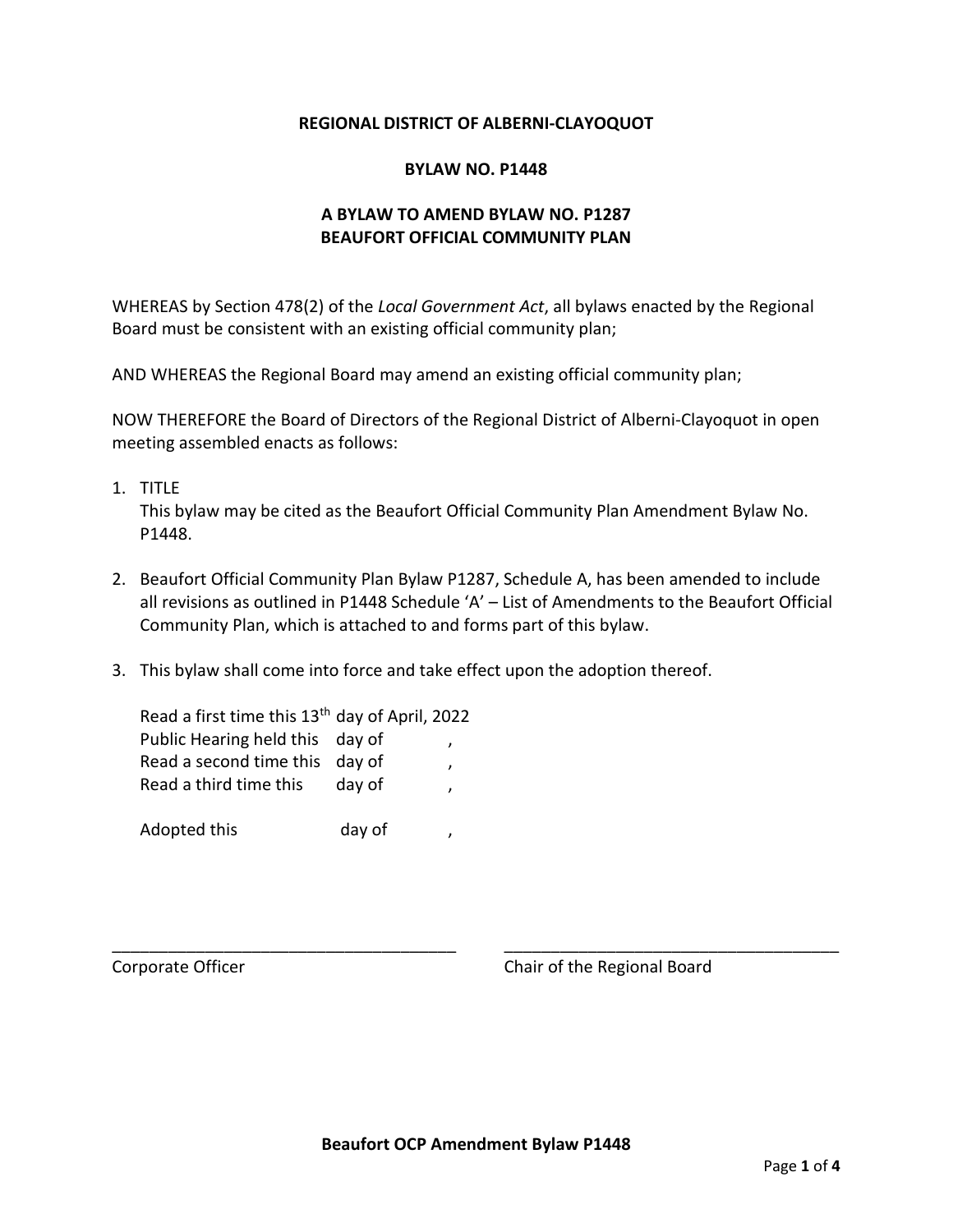**REGIONAL DISTRICT OF ALBERNI-CLAYOQUOT**

**BYLAW NO. P1448**

**A BYLAW TO AMEND BYLAW NO. P1287**
**BEAUFORT OFFICIAL COMMUNITY PLAN**

WHEREAS by Section 478(2) of the *Local Government Act*, all bylaws enacted by the Regional Board must be consistent with an existing official community plan;

AND WHEREAS the Regional Board may amend an existing official community plan;

NOW THEREFORE the Board of Directors of the Regional District of Alberni-Clayoquot in open meeting assembled enacts as follows:

1. TITLE
   This bylaw may be cited as the Beaufort Official Community Plan Amendment Bylaw No. P1448.

2. Beaufort Official Community Plan Bylaw P1287, Schedule A, has been amended to include all revisions as outlined in P1448 Schedule 'A' – List of Amendments to the Beaufort Official Community Plan, which is attached to and forms part of this bylaw.

3. This bylaw shall come into force and take effect upon the adoption thereof.

   Read a first time this 13th day of April, 2022
   Public Hearing held this day of ,
   Read a second time this day of ,
   Read a third time this day of ,

   Adopted this day of ,

\_\_\_\_\_\_\_\_\_\_\_\_\_\_\_\_\_\_\_\_\_\_\_\_\_\_\_\_\_\_\_\_\_\_\_\_
Corporate Officer

\_\_\_\_\_\_\_\_\_\_\_\_\_\_\_\_\_\_\_\_\_\_\_\_\_\_\_\_\_\_\_\_\_\_\_\_
Chair of the Regional Board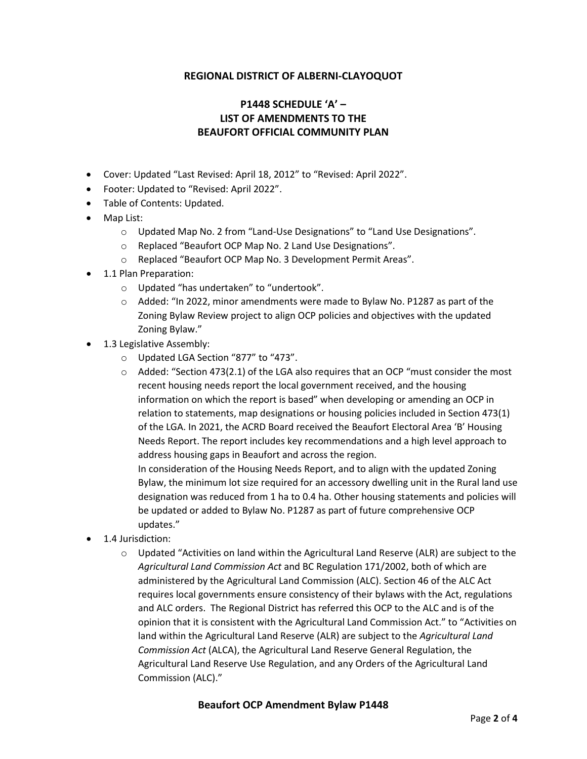**REGIONAL DISTRICT OF ALBERNI-CLAYOQUOT**

**P1448 SCHEDULE 'A' –
LIST OF AMENDMENTS TO THE
BEAUFORT OFFICIAL COMMUNITY PLAN**

- Cover: Updated "Last Revised: April 18, 2012" to "Revised: April 2022".
- Footer: Updated to "Revised: April 2022".
- Table of Contents: Updated.
- Map List:
  - Updated Map No. 2 from "Land-Use Designations" to "Land Use Designations".
  - Replaced "Beaufort OCP Map No. 2 Land Use Designations".
  - Replaced "Beaufort OCP Map No. 3 Development Permit Areas".
- 1.1 Plan Preparation:
  - Updated "has undertaken" to "undertook".
  - Added: "In 2022, minor amendments were made to Bylaw No. P1287 as part of the Zoning Bylaw Review project to align OCP policies and objectives with the updated Zoning Bylaw."
- 1.3 Legislative Assembly:
  - Updated LGA Section "877" to "473".
  - Added: "Section 473(2.1) of the LGA also requires that an OCP "must consider the most recent housing needs report the local government received, and the housing information on which the report is based" when developing or amending an OCP in relation to statements, map designations or housing policies included in Section 473(1) of the LGA. In 2021, the ACRD Board received the Beaufort Electoral Area 'B' Housing Needs Report. The report includes key recommendations and a high level approach to address housing gaps in Beaufort and across the region.
    In consideration of the Housing Needs Report, and to align with the updated Zoning Bylaw, the minimum lot size required for an accessory dwelling unit in the Rural land use designation was reduced from 1 ha to 0.4 ha. Other housing statements and policies will be updated or added to Bylaw No. P1287 as part of future comprehensive OCP updates."
- 1.4 Jurisdiction:
  - Updated "Activities on land within the Agricultural Land Reserve (ALR) are subject to the *Agricultural Land Commission Act* and BC Regulation 171/2002, both of which are administered by the Agricultural Land Commission (ALC). Section 46 of the ALC Act requires local governments ensure consistency of their bylaws with the Act, regulations and ALC orders. The Regional District has referred this OCP to the ALC and is of the opinion that it is consistent with the Agricultural Land Commission Act." to "Activities on land within the Agricultural Land Reserve (ALR) are subject to the *Agricultural Land Commission Act* (ALCA), the Agricultural Land Reserve General Regulation, the Agricultural Land Reserve Use Regulation, and any Orders of the Agricultural Land Commission (ALC)."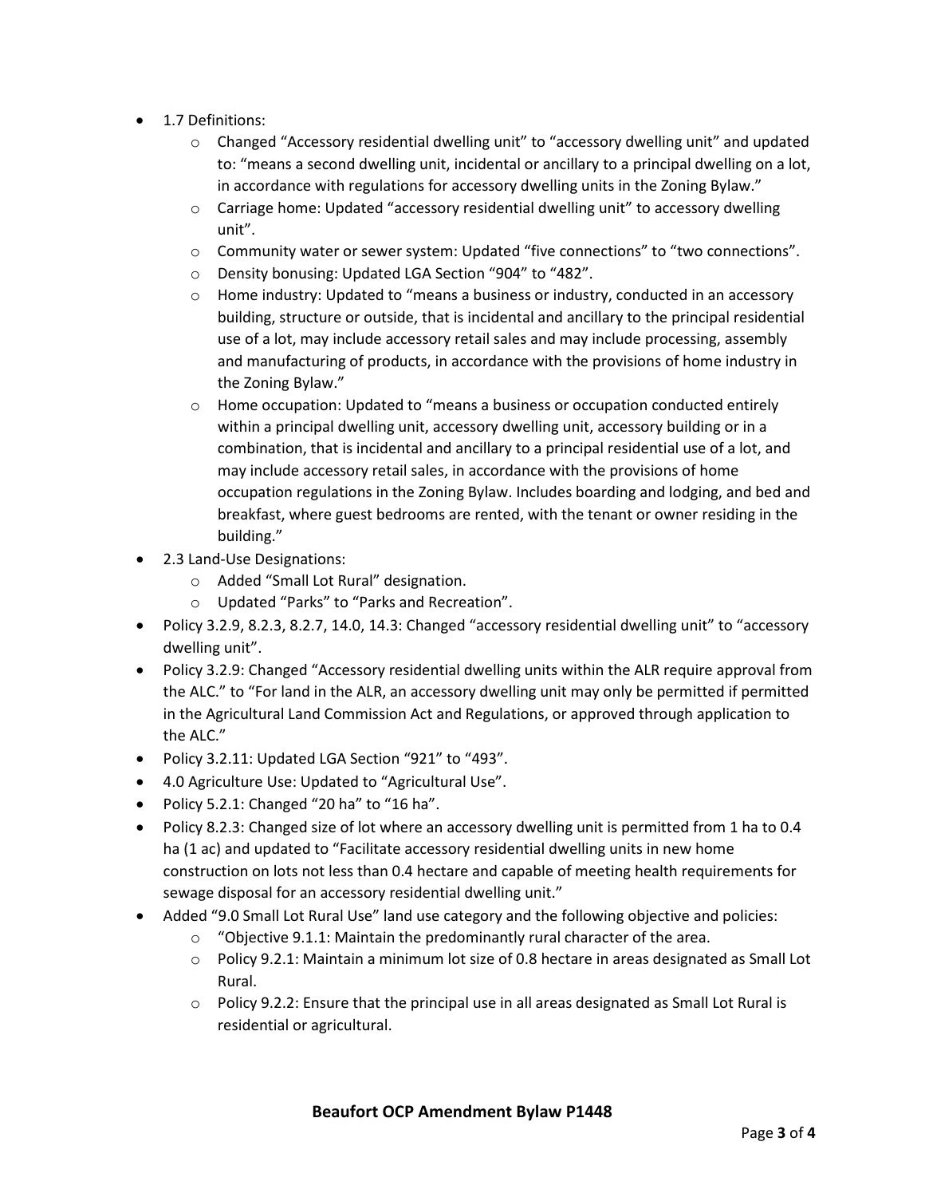- 1.7 Definitions:
  - Changed “Accessory residential dwelling unit” to “accessory dwelling unit” and updated to: “means a second dwelling unit, incidental or ancillary to a principal dwelling on a lot, in accordance with regulations for accessory dwelling units in the Zoning Bylaw.”
  - Carriage home: Updated “accessory residential dwelling unit” to accessory dwelling unit”.
  - Community water or sewer system: Updated “five connections” to “two connections”.
  - Density bonusing: Updated LGA Section “904” to “482”.
  - Home industry: Updated to “means a business or industry, conducted in an accessory building, structure or outside, that is incidental and ancillary to the principal residential use of a lot, may include accessory retail sales and may include processing, assembly and manufacturing of products, in accordance with the provisions of home industry in the Zoning Bylaw.”
  - Home occupation: Updated to “means a business or occupation conducted entirely within a principal dwelling unit, accessory dwelling unit, accessory building or in a combination, that is incidental and ancillary to a principal residential use of a lot, and may include accessory retail sales, in accordance with the provisions of home occupation regulations in the Zoning Bylaw. Includes boarding and lodging, and bed and breakfast, where guest bedrooms are rented, with the tenant or owner residing in the building.”
- 2.3 Land-Use Designations:
  - Added “Small Lot Rural” designation.
  - Updated “Parks” to “Parks and Recreation”.
- Policy 3.2.9, 8.2.3, 8.2.7, 14.0, 14.3: Changed “accessory residential dwelling unit” to “accessory dwelling unit”.
- Policy 3.2.9: Changed “Accessory residential dwelling units within the ALR require approval from the ALC.” to “For land in the ALR, an accessory dwelling unit may only be permitted if permitted in the Agricultural Land Commission Act and Regulations, or approved through application to the ALC.”
- Policy 3.2.11: Updated LGA Section “921” to “493”.
- 4.0 Agriculture Use: Updated to “Agricultural Use”.
- Policy 5.2.1: Changed “20 ha” to “16 ha”.
- Policy 8.2.3: Changed size of lot where an accessory dwelling unit is permitted from 1 ha to 0.4 ha (1 ac) and updated to “Facilitate accessory residential dwelling units in new home construction on lots not less than 0.4 hectare and capable of meeting health requirements for sewage disposal for an accessory residential dwelling unit.”
- Added “9.0 Small Lot Rural Use” land use category and the following objective and policies:
  - “Objective 9.1.1: Maintain the predominantly rural character of the area.
  - Policy 9.2.1: Maintain a minimum lot size of 0.8 hectare in areas designated as Small Lot Rural.
  - Policy 9.2.2: Ensure that the principal use in all areas designated as Small Lot Rural is residential or agricultural.

**Beaufort OCP Amendment Bylaw P1448**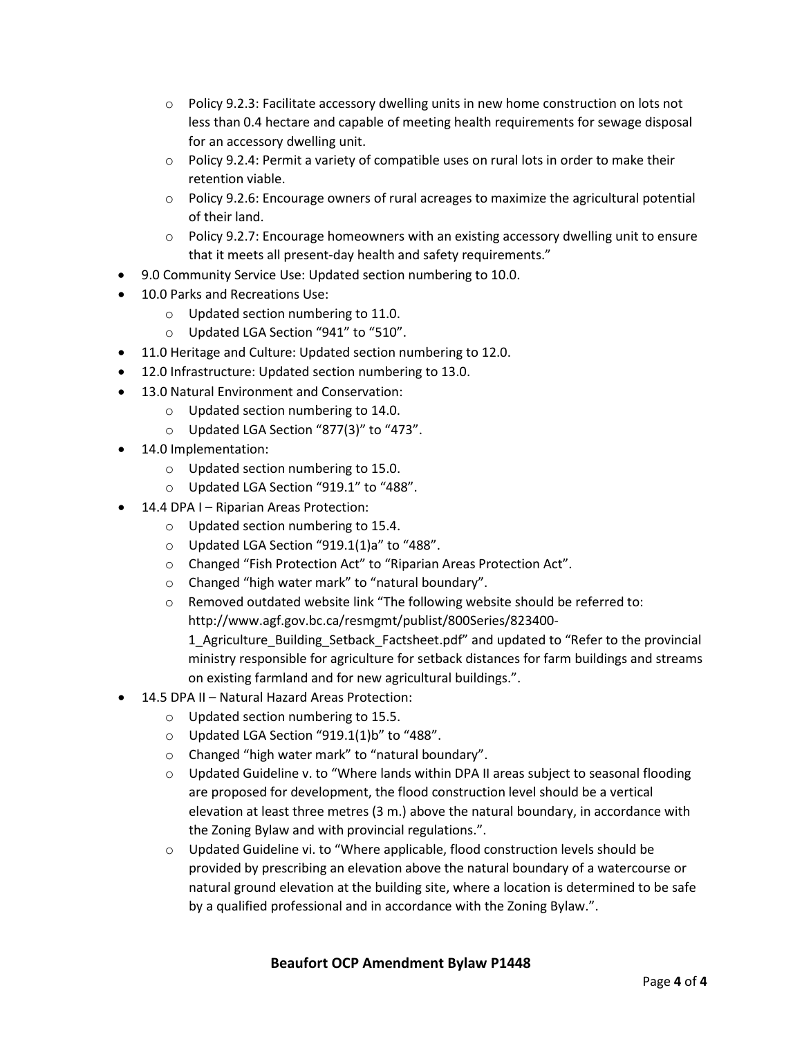- Policy 9.2.3: Facilitate accessory dwelling units in new home construction on lots not less than 0.4 hectare and capable of meeting health requirements for sewage disposal for an accessory dwelling unit.
    - Policy 9.2.4: Permit a variety of compatible uses on rural lots in order to make their retention viable.
    - Policy 9.2.6: Encourage owners of rural acreages to maximize the agricultural potential of their land.
    - Policy 9.2.7: Encourage homeowners with an existing accessory dwelling unit to ensure that it meets all present-day health and safety requirements."
- 9.0 Community Service Use: Updated section numbering to 10.0.
- 10.0 Parks and Recreations Use:
    - Updated section numbering to 11.0.
    - Updated LGA Section "941" to "510".
- 11.0 Heritage and Culture: Updated section numbering to 12.0.
- 12.0 Infrastructure: Updated section numbering to 13.0.
- 13.0 Natural Environment and Conservation:
    - Updated section numbering to 14.0.
    - Updated LGA Section "877(3)" to "473".
- 14.0 Implementation:
    - Updated section numbering to 15.0.
    - Updated LGA Section "919.1" to "488".
- 14.4 DPA I – Riparian Areas Protection:
    - Updated section numbering to 15.4.
    - Updated LGA Section "919.1(1)a" to "488".
    - Changed "Fish Protection Act" to "Riparian Areas Protection Act".
    - Changed "high water mark" to "natural boundary".
    - Removed outdated website link "The following website should be referred to: http://www.agf.gov.bc.ca/resmgmt/publist/800Series/823400-1_Agriculture_Building_Setback_Factsheet.pdf" and updated to "Refer to the provincial ministry responsible for agriculture for setback distances for farm buildings and streams on existing farmland and for new agricultural buildings.".
- 14.5 DPA II – Natural Hazard Areas Protection:
    - Updated section numbering to 15.5.
    - Updated LGA Section "919.1(1)b" to "488".
    - Changed "high water mark" to "natural boundary".
    - Updated Guideline v. to "Where lands within DPA II areas subject to seasonal flooding are proposed for development, the flood construction level should be a vertical elevation at least three metres (3 m.) above the natural boundary, in accordance with the Zoning Bylaw and with provincial regulations.".
    - Updated Guideline vi. to "Where applicable, flood construction levels should be provided by prescribing an elevation above the natural boundary of a watercourse or natural ground elevation at the building site, where a location is determined to be safe by a qualified professional and in accordance with the Zoning Bylaw.".